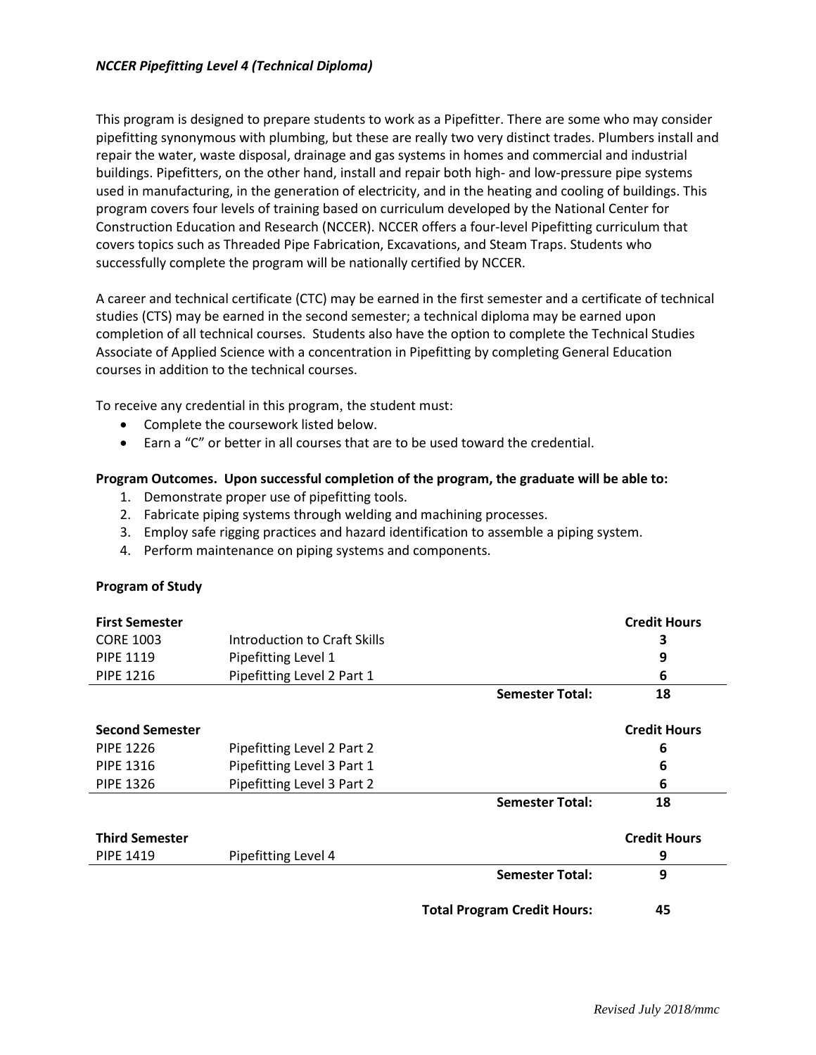***NCCER Pipefitting Level 4 (Technical Diploma)***

This program is designed to prepare students to work as a Pipefitter. There are some who may consider pipefitting synonymous with plumbing, but these are really two very distinct trades. Plumbers install and repair the water, waste disposal, drainage and gas systems in homes and commercial and industrial buildings. Pipefitters, on the other hand, install and repair both high- and low-pressure pipe systems used in manufacturing, in the generation of electricity, and in the heating and cooling of buildings. This program covers four levels of training based on curriculum developed by the National Center for Construction Education and Research (NCCER). NCCER offers a four-level Pipefitting curriculum that covers topics such as Threaded Pipe Fabrication, Excavations, and Steam Traps. Students who successfully complete the program will be nationally certified by NCCER.

A career and technical certificate (CTC) may be earned in the first semester and a certificate of technical studies (CTS) may be earned in the second semester; a technical diploma may be earned upon completion of all technical courses. Students also have the option to complete the Technical Studies Associate of Applied Science with a concentration in Pipefitting by completing General Education courses in addition to the technical courses.

To receive any credential in this program, the student must:

- Complete the coursework listed below.
- Earn a "C" or better in all courses that are to be used toward the credential.

**Program Outcomes. Upon successful completion of the program, the graduate will be able to:**

1. Demonstrate proper use of pipefitting tools.
2. Fabricate piping systems through welding and machining processes.
3. Employ safe rigging practices and hazard identification to assemble a piping system.
4. Perform maintenance on piping systems and components.

**Program of Study**

| **First Semester** | | | **Credit Hours** |
|---|---|---|---|
| CORE 1003 | Introduction to Craft Skills | | 3 |
| PIPE 1119 | Pipefitting Level 1 | | 9 |
| PIPE 1216 | Pipefitting Level 2 Part 1 | | 6 |
| | | **Semester Total:** | **18** |
| **Second Semester** | | | **Credit Hours** |
| PIPE 1226 | Pipefitting Level 2 Part 2 | | 6 |
| PIPE 1316 | Pipefitting Level 3 Part 1 | | 6 |
| PIPE 1326 | Pipefitting Level 3 Part 2 | | 6 |
| | | **Semester Total:** | **18** |
| **Third Semester** | | | **Credit Hours** |
| PIPE 1419 | Pipefitting Level 4 | | 9 |
| | | **Semester Total:** | **9** |
| | | **Total Program Credit Hours:** | **45** |

*Revised July 2018/mmc*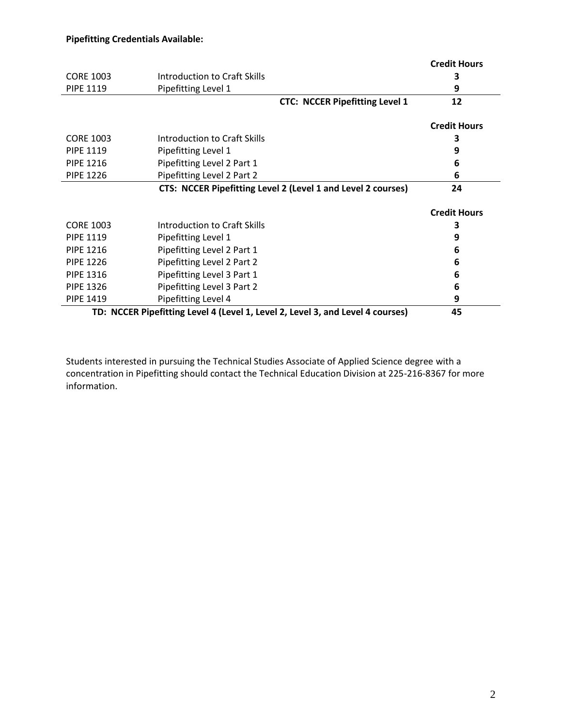**Pipefitting Credentials Available:**

| | | Credit Hours |
|---|---|---|
| CORE 1003 | Introduction to Craft Skills | 3 |
| PIPE 1119 | Pipefitting Level 1 | 9 |
| | **CTC: NCCER Pipefitting Level 1** | **12** |

| | | Credit Hours |
|---|---|---|
| CORE 1003 | Introduction to Craft Skills | 3 |
| PIPE 1119 | Pipefitting Level 1 | 9 |
| PIPE 1216 | Pipefitting Level 2 Part 1 | 6 |
| PIPE 1226 | Pipefitting Level 2 Part 2 | 6 |
| | **CTS: NCCER Pipefitting Level 2 (Level 1 and Level 2 courses)** | **24** |

| | | Credit Hours |
|---|---|---|
| CORE 1003 | Introduction to Craft Skills | 3 |
| PIPE 1119 | Pipefitting Level 1 | 9 |
| PIPE 1216 | Pipefitting Level 2 Part 1 | 6 |
| PIPE 1226 | Pipefitting Level 2 Part 2 | 6 |
| PIPE 1316 | Pipefitting Level 3 Part 1 | 6 |
| PIPE 1326 | Pipefitting Level 3 Part 2 | 6 |
| PIPE 1419 | Pipefitting Level 4 | 9 |
| | **TD: NCCER Pipefitting Level 4 (Level 1, Level 2, Level 3, and Level 4 courses)** | **45** |

Students interested in pursuing the Technical Studies Associate of Applied Science degree with a concentration in Pipefitting should contact the Technical Education Division at 225-216-8367 for more information.